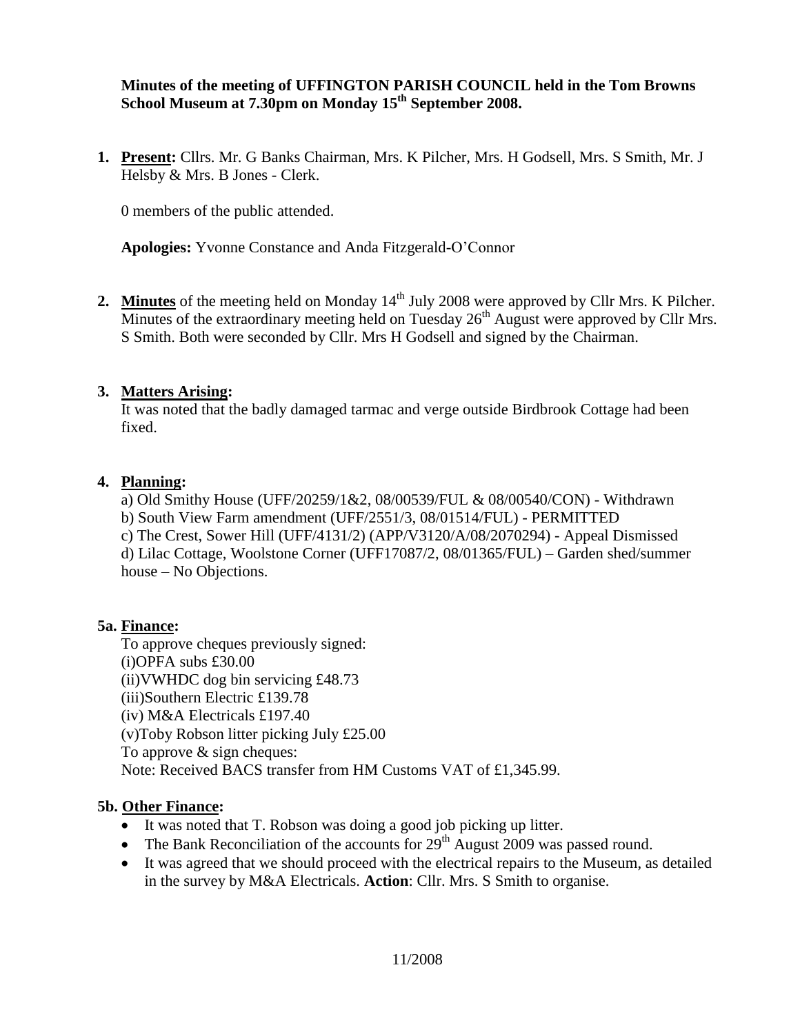**Minutes of the meeting of UFFINGTON PARISH COUNCIL held in the Tom Browns School Museum at 7.30pm on Monday 15th September 2008.**

1. **Present:** Cllrs. Mr. G Banks Chairman, Mrs. K Pilcher, Mrs. H Godsell, Mrs. S Smith, Mr. J Helsby & Mrs. B Jones - Clerk.

   0 members of the public attended.

   **Apologies:** Yvonne Constance and Anda Fitzgerald-O'Connor

2. **Minutes** of the meeting held on Monday 14th July 2008 were approved by Cllr Mrs. K Pilcher. Minutes of the extraordinary meeting held on Tuesday 26th August were approved by Cllr Mrs. S Smith. Both were seconded by Cllr. Mrs H Godsell and signed by the Chairman.

3. **Matters Arising:**
   It was noted that the badly damaged tarmac and verge outside Birdbrook Cottage had been fixed.

4. **Planning:**
   a) Old Smithy House (UFF/20259/1&2, 08/00539/FUL & 08/00540/CON) - Withdrawn
   b) South View Farm amendment (UFF/2551/3, 08/01514/FUL) - PERMITTED
   c) The Crest, Sower Hill (UFF/4131/2) (APP/V3120/A/08/2070294) - Appeal Dismissed
   d) Lilac Cottage, Woolstone Corner (UFF17087/2, 08/01365/FUL) – Garden shed/summer house – No Objections.

**5a. Finance:**

To approve cheques previously signed:
(i)OPFA subs £30.00
(ii)VWHDC dog bin servicing £48.73
(iii)Southern Electric £139.78
(iv) M&A Electricals £197.40
(v)Toby Robson litter picking July £25.00
To approve & sign cheques:
Note: Received BACS transfer from HM Customs VAT of £1,345.99.

**5b. Other Finance:**

- It was noted that T. Robson was doing a good job picking up litter.
- The Bank Reconciliation of the accounts for 29th August 2009 was passed round.
- It was agreed that we should proceed with the electrical repairs to the Museum, as detailed in the survey by M&A Electricals. **Action**: Cllr. Mrs. S Smith to organise.

11/2008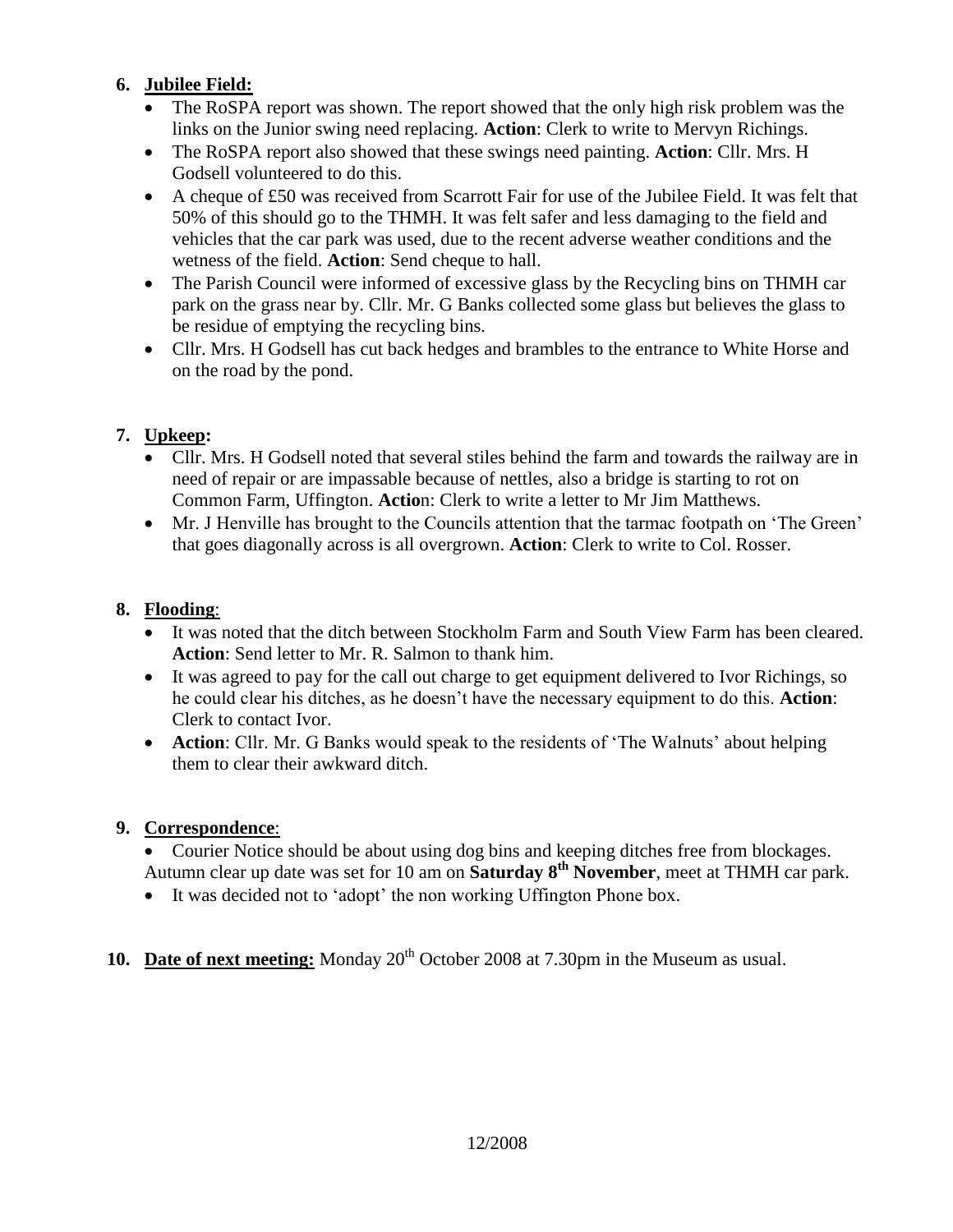6. **Jubilee Field:**
   - The RoSPA report was shown. The report showed that the only high risk problem was the links on the Junior swing need replacing. **Action**: Clerk to write to Mervyn Richings.
   - The RoSPA report also showed that these swings need painting. **Action**: Cllr. Mrs. H Godsell volunteered to do this.
   - A cheque of £50 was received from Scarrott Fair for use of the Jubilee Field. It was felt that 50% of this should go to the THMH. It was felt safer and less damaging to the field and vehicles that the car park was used, due to the recent adverse weather conditions and the wetness of the field. **Action**: Send cheque to hall.
   - The Parish Council were informed of excessive glass by the Recycling bins on THMH car park on the grass near by. Cllr. Mr. G Banks collected some glass but believes the glass to be residue of emptying the recycling bins.
   - Cllr. Mrs. H Godsell has cut back hedges and brambles to the entrance to White Horse and on the road by the pond.

7. **Upkeep:**
   - Cllr. Mrs. H Godsell noted that several stiles behind the farm and towards the railway are in need of repair or are impassable because of nettles, also a bridge is starting to rot on Common Farm, Uffington. **Action**: Clerk to write a letter to Mr Jim Matthews.
   - Mr. J Henville has brought to the Councils attention that the tarmac footpath on 'The Green' that goes diagonally across is all overgrown. **Action**: Clerk to write to Col. Rosser.

8. **Flooding**:
   - It was noted that the ditch between Stockholm Farm and South View Farm has been cleared. **Action**: Send letter to Mr. R. Salmon to thank him.
   - It was agreed to pay for the call out charge to get equipment delivered to Ivor Richings, so he could clear his ditches, as he doesn't have the necessary equipment to do this. **Action**: Clerk to contact Ivor.
   - **Action**: Cllr. Mr. G Banks would speak to the residents of 'The Walnuts' about helping them to clear their awkward ditch.

9. **Correspondence**:
   - Courier Notice should be about using dog bins and keeping ditches free from blockages. Autumn clear up date was set for 10 am on **Saturday 8th November**, meet at THMH car park.
   - It was decided not to 'adopt' the non working Uffington Phone box.

10. **Date of next meeting:** Monday 20th October 2008 at 7.30pm in the Museum as usual.

12/2008